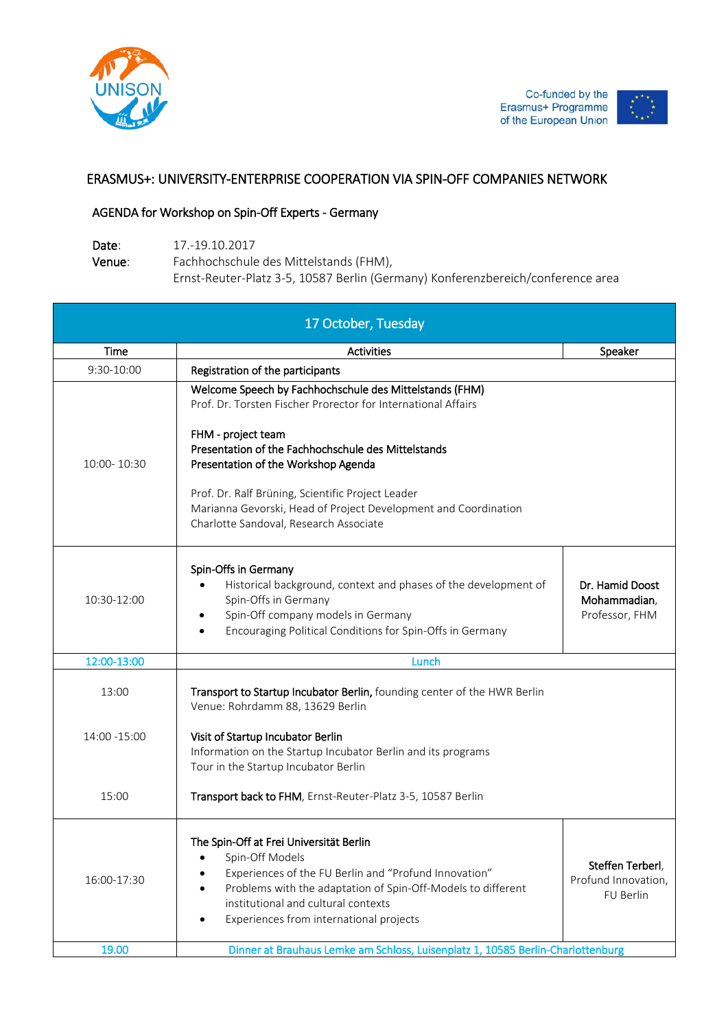UNISON

Co-funded by the Erasmus+ Programme of the European Union

## ERASMUS+: UNIVERSITY-ENTERPRISE COOPERATION VIA SPIN-OFF COMPANIES NETWORK

### AGENDA for Workshop on Spin-Off Experts - Germany

**Date**: 17.-19.10.2017
**Venue**: Fachhochschule des Mittelstands (FHM), Ernst-Reuter-Platz 3-5, 10587 Berlin (Germany) Konferenzbereich/conference area

| 17 October, Tuesday | | |
|---|---|---|
| Time | Activities | Speaker |
| 9:30-10:00 | **Registration of the participants** | |
| 10:00- 10:30 | **Welcome Speech by Fachhochschule des Mittelstands (FHM)**<br>Prof. Dr. Torsten Fischer Prorector for International Affairs<br><br>**FHM - project team**<br>**Presentation of the Fachhochschule des Mittelstands**<br>**Presentation of the Workshop Agenda**<br><br>Prof. Dr. Ralf Brüning, Scientific Project Leader<br>Marianna Gevorski, Head of Project Development and Coordination<br>Charlotte Sandoval, Research Associate | |
| 10:30-12:00 | **Spin-Offs in Germany**<br>• Historical background, context and phases of the development of Spin-Offs in Germany<br>• Spin-Off company models in Germany<br>• Encouraging Political Conditions for Spin-Offs in Germany | **Dr. Hamid Doost Mohammadian**, Professor, FHM |
| 12:00-13:00 | Lunch | |
| 13:00<br><br>14:00 -15:00<br><br>15:00 | **Transport to Startup Incubator Berlin,** founding center of the HWR Berlin<br>Venue: Rohrdamm 88, 13629 Berlin<br><br>**Visit of Startup Incubator Berlin**<br>Information on the Startup Incubator Berlin and its programs<br>Tour in the Startup Incubator Berlin<br><br>**Transport back to FHM**, Ernst-Reuter-Platz 3-5, 10587 Berlin | |
| 16:00-17:30 | **The Spin-Off at Frei Universität Berlin**<br>• Spin-Off Models<br>• Experiences of the FU Berlin and "Profund Innovation"<br>• Problems with the adaptation of Spin-Off-Models to different institutional and cultural contexts<br>• Experiences from international projects | **Steffen Terberl**, Profund Innovation, FU Berlin |
| 19.00 | Dinner at Brauhaus Lemke am Schloss, Luisenplatz 1, 10585 Berlin-Charlottenburg | |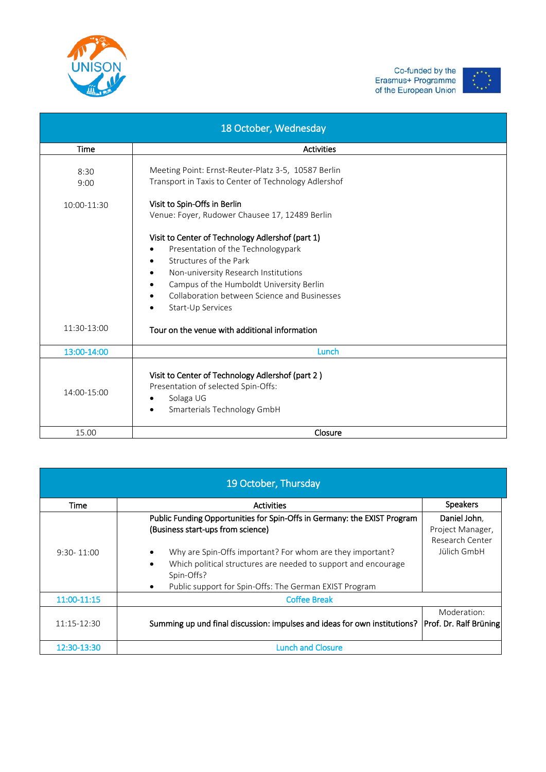UNISON

Co-funded by the Erasmus+ Programme of the European Union

| 18 October, Wednesday | |
|---|---|
| **Time** | **Activities** |
| 8:30<br>9:00 | Meeting Point: Ernst-Reuter-Platz 3-5, 10587 Berlin<br>Transport in Taxis to Center of Technology Adlershof |
| 10:00-11:30 | **Visit to Spin-Offs in Berlin**<br>Venue: Foyer, Rudower Chausee 17, 12489 Berlin<br><br>**Visit to Center of Technology Adlershof (part 1)**<br>• Presentation of the Technologypark<br>• Structures of the Park<br>• Non-university Research Institutions<br>• Campus of the Humboldt University Berlin<br>• Collaboration between Science and Businesses<br>• Start-Up Services |
| 11:30-13:00 | **Tour on the venue with additional information** |
| 13:00-14:00 | Lunch |
| 14:00-15:00 | **Visit to Center of Technology Adlershof (part 2 )**<br>Presentation of selected Spin-Offs:<br>• Solaga UG<br>• Smarterials Technology GmbH |
| 15.00 | **Closure** |

| 19 October, Thursday | | |
|---|---|---|
| **Time** | **Activities** | **Speakers** |
| 9:30- 11:00 | **Public Funding Opportunities for Spin-Offs in Germany: the EXIST Program (Business start-ups from science)**<br><br>• Why are Spin-Offs important? For whom are they important?<br>• Which political structures are needed to support and encourage Spin-Offs?<br>• Public support for Spin-Offs: The German EXIST Program | **Daniel John**, Project Manager, Research Center Jülich GmbH |
| 11:00-11:15 | Coffee Break | |
| 11:15-12:30 | **Summing up und final discussion: impulses and ideas for own institutions?** | Moderation: **Prof. Dr. Ralf Brüning** |
| 12:30-13:30 | Lunch and Closure | |